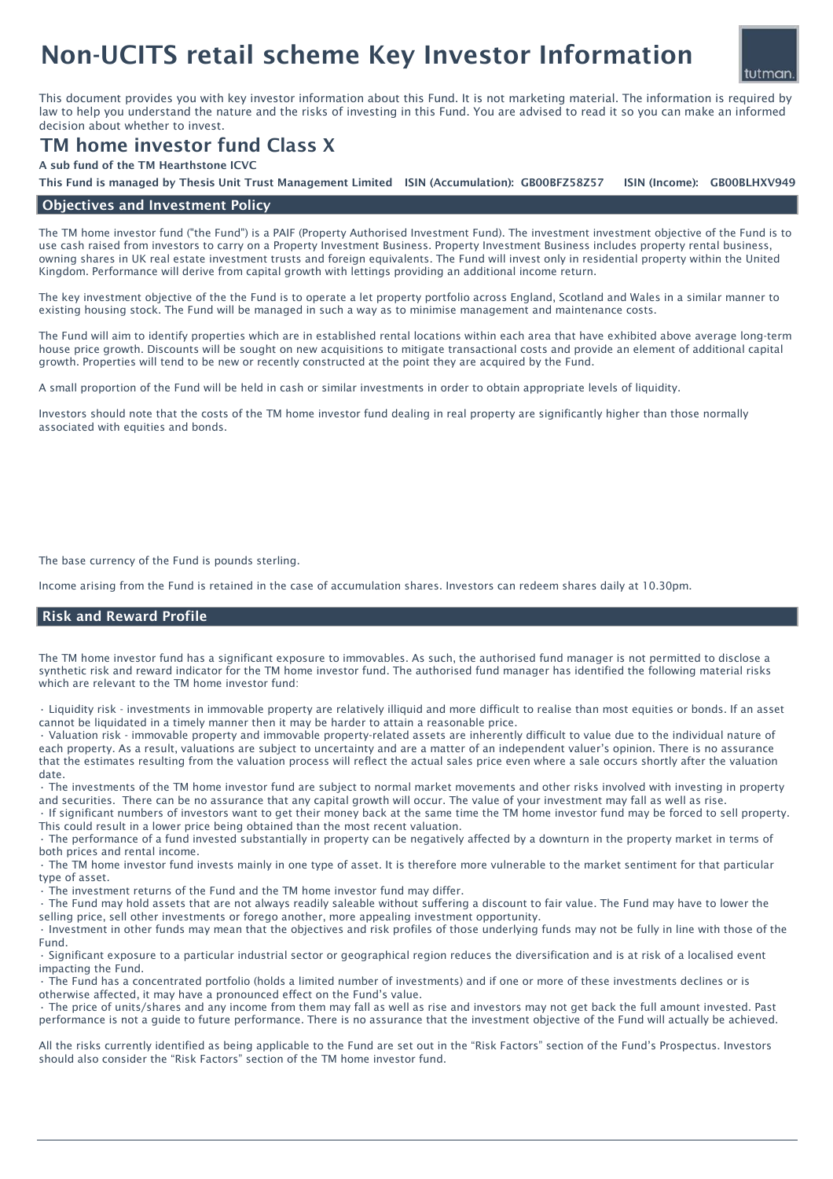# Non-UCITS retail scheme Key Investor Information

This document provides you with key investor information about this Fund. It is not marketing material. The information is required by law to help you understand the nature and the risks of investing in this Fund. You are advised to read it so you can make an informed decision about whether to invest.

## TM home investor fund Class X

**A sub fund of the TM Hearthstone ICVC**

**This Fund is managed by Thesis Unit Trust Management Limited ISIN (Accumulation): GB00BFZ58Z57 ISIN (Income): GB00BLHXV949**

### Objectives and Investment Policy

The TM home investor fund ("the Fund") is a PAIF (Property Authorised Investment Fund). The investment investment objective of the Fund is to use cash raised from investors to carry on a Property Investment Business. Property Investment Business includes property rental business, owning shares in UK real estate investment trusts and foreign equivalents. The Fund will invest only in residential property within the United Kingdom. Performance will derive from capital growth with lettings providing an additional income return.

The key investment objective of the the Fund is to operate a let property portfolio across England, Scotland and Wales in a similar manner to existing housing stock. The Fund will be managed in such a way as to minimise management and maintenance costs.

The Fund will aim to identify properties which are in established rental locations within each area that have exhibited above average long-term house price growth. Discounts will be sought on new acquisitions to mitigate transactional costs and provide an element of additional capital growth. Properties will tend to be new or recently constructed at the point they are acquired by the Fund.

A small proportion of the Fund will be held in cash or similar investments in order to obtain appropriate levels of liquidity.

Investors should note that the costs of the TM home investor fund dealing in real property are significantly higher than those normally associated with equities and bonds.

The base currency of the Fund is pounds sterling.

Income arising from the Fund is retained in the case of accumulation shares. Investors can redeem shares daily at 10.30pm.

### Risk and Reward Profile

The TM home investor fund has a significant exposure to immovables. As such, the authorised fund manager is not permitted to disclose a synthetic risk and reward indicator for the TM home investor fund. The authorised fund manager has identified the following material risks which are relevant to the TM home investor fund:

- Liquidity risk - investments in immovable property are relatively illiquid and more difficult to realise than most equities or bonds. If an asset cannot be liquidated in a timely manner then it may be harder to attain a reasonable price.
- Valuation risk - immovable property and immovable property-related assets are inherently difficult to value due to the individual nature of each property. As a result, valuations are subject to uncertainty and are a matter of an independent valuer's opinion. There is no assurance that the estimates resulting from the valuation process will reflect the actual sales price even where a sale occurs shortly after the valuation date.
- The investments of the TM home investor fund are subject to normal market movements and other risks involved with investing in property and securities. There can be no assurance that any capital growth will occur. The value of your investment may fall as well as rise.
- If significant numbers of investors want to get their money back at the same time the TM home investor fund may be forced to sell property. This could result in a lower price being obtained than the most recent valuation.
- The performance of a fund invested substantially in property can be negatively affected by a downturn in the property market in terms of both prices and rental income.
- The TM home investor fund invests mainly in one type of asset. It is therefore more vulnerable to the market sentiment for that particular type of asset.
- The investment returns of the Fund and the TM home investor fund may differ.
- The Fund may hold assets that are not always readily saleable without suffering a discount to fair value. The Fund may have to lower the selling price, sell other investments or forego another, more appealing investment opportunity.
- Investment in other funds may mean that the objectives and risk profiles of those underlying funds may not be fully in line with those of the Fund.
- Significant exposure to a particular industrial sector or geographical region reduces the diversification and is at risk of a localised event impacting the Fund.
- The Fund has a concentrated portfolio (holds a limited number of investments) and if one or more of these investments declines or is otherwise affected, it may have a pronounced effect on the Fund's value.
- The price of units/shares and any income from them may fall as well as rise and investors may not get back the full amount invested. Past performance is not a guide to future performance. There is no assurance that the investment objective of the Fund will actually be achieved.

All the risks currently identified as being applicable to the Fund are set out in the "Risk Factors" section of the Fund's Prospectus. Investors should also consider the "Risk Factors" section of the TM home investor fund.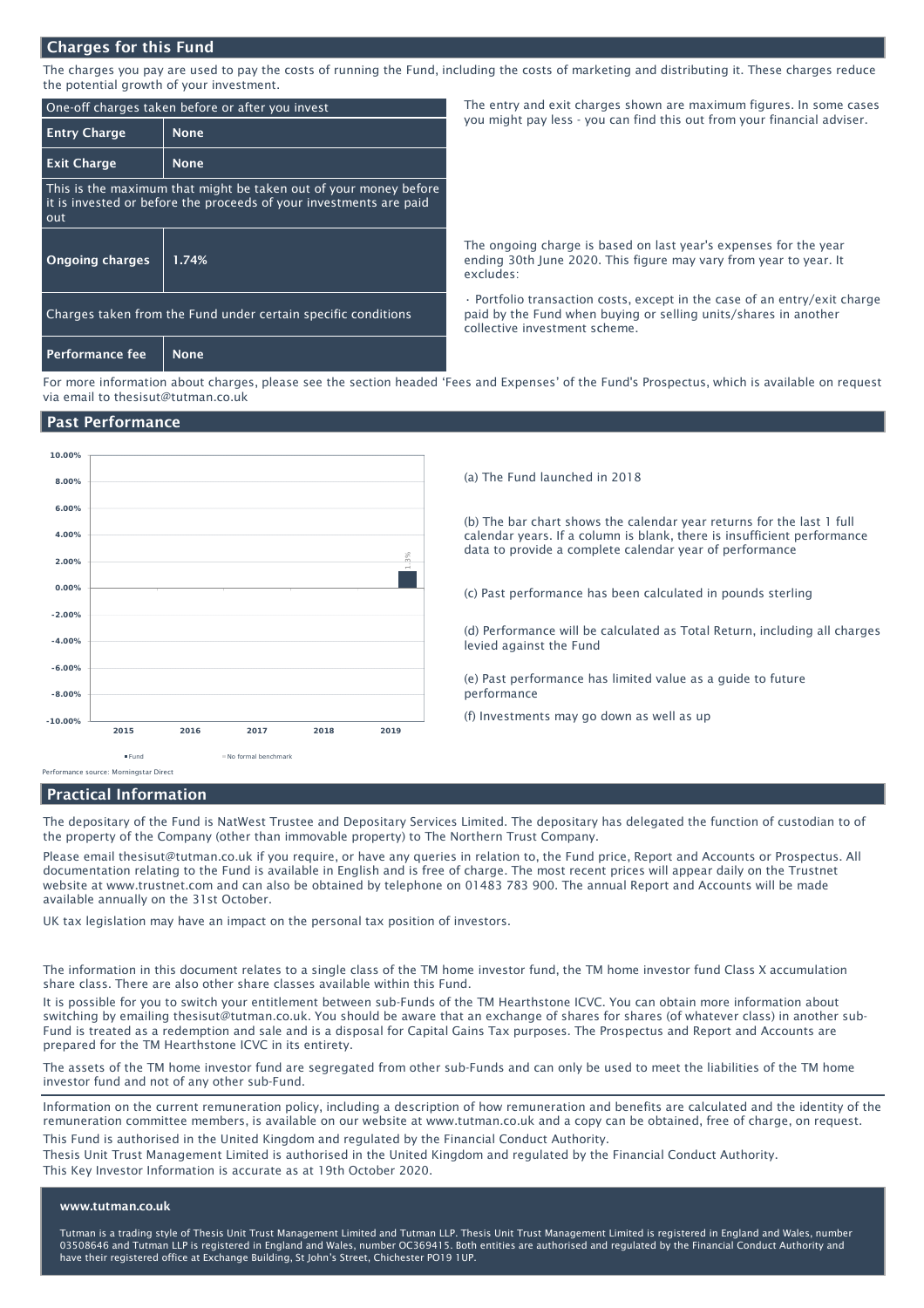## Charges for this Fund

The charges you pay are used to pay the costs of running the Fund, including the costs of marketing and distributing it. These charges reduce the potential growth of your investment.

| One-off charges taken before or after you invest | |
|---|---|
| **Entry Charge** | **None** |
| **Exit Charge** | **None** |
| This is the maximum that might be taken out of your money before it is invested or before the proceeds of your investments are paid out | |
| **Ongoing charges** | **1.74%** |
| Charges taken from the Fund under certain specific conditions | |
| **Performance fee** | **None** |

The entry and exit charges shown are maximum figures. In some cases you might pay less - you can find this out from your financial adviser.

The ongoing charge is based on last year's expenses for the year ending 30th June 2020. This figure may vary from year to year. It excludes:

· Portfolio transaction costs, except in the case of an entry/exit charge paid by the Fund when buying or selling units/shares in another collective investment scheme.

For more information about charges, please see the section headed 'Fees and Expenses' of the Fund's Prospectus, which is available on request via email to thesisut@tutman.co.uk

## Past Performance

10.00%
8.00%
6.00%
4.00%
2.00%
0.00%
-2.00%
-4.00%
-6.00%
-8.00%
-10.00%

2015 2016 2017 2018 2019

1.3%

Fund
No formal benchmark

Performance source: Morningstar Direct

(a) The Fund launched in 2018

(b) The bar chart shows the calendar year returns for the last 1 full calendar years. If a column is blank, there is insufficient performance data to provide a complete calendar year of performance

(c) Past performance has been calculated in pounds sterling

(d) Performance will be calculated as Total Return, including all charges levied against the Fund

(e) Past performance has limited value as a guide to future performance

(f) Investments may go down as well as up

## Practical Information

The depositary of the Fund is NatWest Trustee and Depositary Services Limited. The depositary has delegated the function of custodian to of the property of the Company (other than immovable property) to The Northern Trust Company.

Please email thesisut@tutman.co.uk if you require, or have any queries in relation to, the Fund price, Report and Accounts or Prospectus. All documentation relating to the Fund is available in English and is free of charge. The most recent prices will appear daily on the Trustnet website at www.trustnet.com and can also be obtained by telephone on 01483 783 900. The annual Report and Accounts will be made available annually on the 31st October.

UK tax legislation may have an impact on the personal tax position of investors.

The information in this document relates to a single class of the TM home investor fund, the TM home investor fund Class X accumulation share class. There are also other share classes available within this Fund.

It is possible for you to switch your entitlement between sub-Funds of the TM Hearthstone ICVC. You can obtain more information about switching by emailing thesisut@tutman.co.uk. You should be aware that an exchange of shares for shares (of whatever class) in another sub-Fund is treated as a redemption and sale and is a disposal for Capital Gains Tax purposes. The Prospectus and Report and Accounts are prepared for the TM Hearthstone ICVC in its entirety.

The assets of the TM home investor fund are segregated from other sub-Funds and can only be used to meet the liabilities of the TM home investor fund and not of any other sub-Fund.

Information on the current remuneration policy, including a description of how remuneration and benefits are calculated and the identity of the remuneration committee members, is available on our website at www.tutman.co.uk and a copy can be obtained, free of charge, on request.

This Fund is authorised in the United Kingdom and regulated by the Financial Conduct Authority.

Thesis Unit Trust Management Limited is authorised in the United Kingdom and regulated by the Financial Conduct Authority.

This Key Investor Information is accurate as at 19th October 2020.

**www.tutman.co.uk**

Tutman is a trading style of Thesis Unit Trust Management Limited and Tutman LLP. Thesis Unit Trust Management Limited is registered in England and Wales, number 03508646 and Tutman LLP is registered in England and Wales, number OC369415. Both entities are authorised and regulated by the Financial Conduct Authority and have their registered office at Exchange Building, St John's Street, Chichester PO19 1UP.